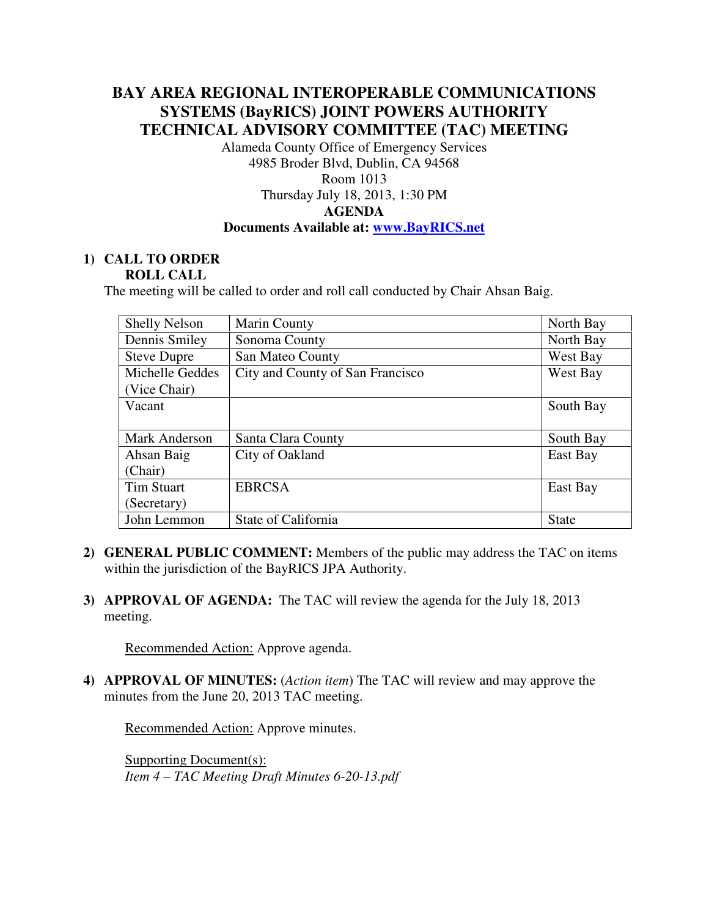# BAY AREA REGIONAL INTEROPERABLE COMMUNICATIONS SYSTEMS (BayRICS) JOINT POWERS AUTHORITY TECHNICAL ADVISORY COMMITTEE (TAC) MEETING

Alameda County Office of Emergency Services
4985 Broder Blvd, Dublin, CA 94568
Room 1013
Thursday July 18, 2013, 1:30 PM

**AGENDA**

**Documents Available at: [www.BayRICS.net](http://www.BayRICS.net)**

**1) CALL TO ORDER**
**ROLL CALL**

The meeting will be called to order and roll call conducted by Chair Ahsan Baig.

| Shelly Nelson | Marin County | North Bay |
|---|---|---|
| Dennis Smiley | Sonoma County | North Bay |
| Steve Dupre | San Mateo County | West Bay |
| Michelle Geddes (Vice Chair) | City and County of San Francisco | West Bay |
| Vacant | | South Bay |
| Mark Anderson | Santa Clara County | South Bay |
| Ahsan Baig (Chair) | City of Oakland | East Bay |
| Tim Stuart (Secretary) | EBRCSA | East Bay |
| John Lemmon | State of California | State |

**2) GENERAL PUBLIC COMMENT:** Members of the public may address the TAC on items within the jurisdiction of the BayRICS JPA Authority.

**3) APPROVAL OF AGENDA:** The TAC will review the agenda for the July 18, 2013 meeting.

Recommended Action: Approve agenda.

**4) APPROVAL OF MINUTES:** (*Action item*) The TAC will review and may approve the minutes from the June 20, 2013 TAC meeting.

Recommended Action: Approve minutes.

Supporting Document(s):
*Item 4 – TAC Meeting Draft Minutes 6-20-13.pdf*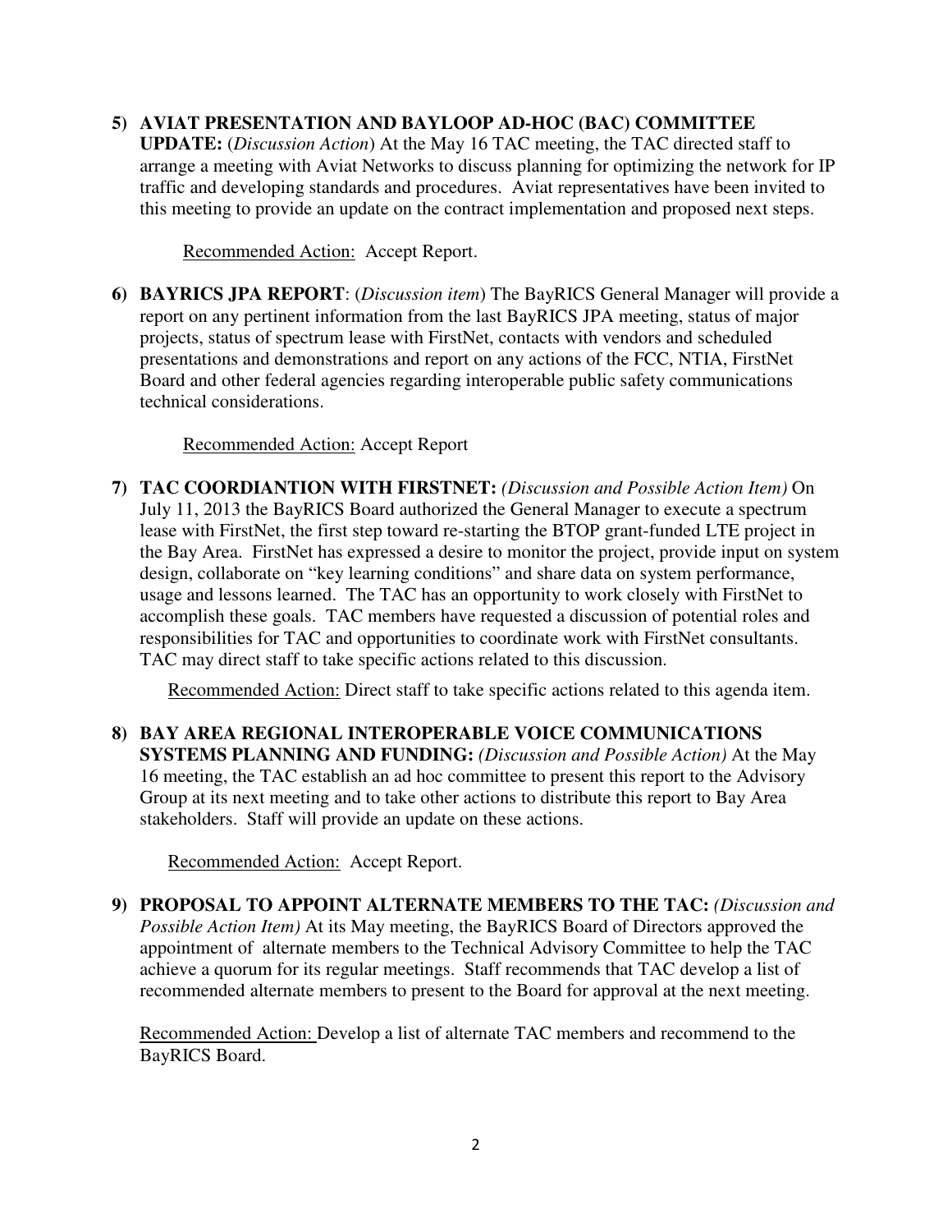**5) AVIAT PRESENTATION AND BAYLOOP AD-HOC (BAC) COMMITTEE UPDATE:** (*Discussion Action*) At the May 16 TAC meeting, the TAC directed staff to arrange a meeting with Aviat Networks to discuss planning for optimizing the network for IP traffic and developing standards and procedures. Aviat representatives have been invited to this meeting to provide an update on the contract implementation and proposed next steps.

Recommended Action: Accept Report.

**6) BAYRICS JPA REPORT**: (*Discussion item*) The BayRICS General Manager will provide a report on any pertinent information from the last BayRICS JPA meeting, status of major projects, status of spectrum lease with FirstNet, contacts with vendors and scheduled presentations and demonstrations and report on any actions of the FCC, NTIA, FirstNet Board and other federal agencies regarding interoperable public safety communications technical considerations.

Recommended Action: Accept Report

**7) TAC COORDIANTION WITH FIRSTNET:** *(Discussion and Possible Action Item)* On July 11, 2013 the BayRICS Board authorized the General Manager to execute a spectrum lease with FirstNet, the first step toward re-starting the BTOP grant-funded LTE project in the Bay Area. FirstNet has expressed a desire to monitor the project, provide input on system design, collaborate on "key learning conditions" and share data on system performance, usage and lessons learned. The TAC has an opportunity to work closely with FirstNet to accomplish these goals. TAC members have requested a discussion of potential roles and responsibilities for TAC and opportunities to coordinate work with FirstNet consultants. TAC may direct staff to take specific actions related to this discussion.

Recommended Action: Direct staff to take specific actions related to this agenda item.

**8) BAY AREA REGIONAL INTEROPERABLE VOICE COMMUNICATIONS SYSTEMS PLANNING AND FUNDING:** *(Discussion and Possible Action)* At the May 16 meeting, the TAC establish an ad hoc committee to present this report to the Advisory Group at its next meeting and to take other actions to distribute this report to Bay Area stakeholders. Staff will provide an update on these actions.

Recommended Action: Accept Report.

**9) PROPOSAL TO APPOINT ALTERNATE MEMBERS TO THE TAC:** *(Discussion and Possible Action Item)* At its May meeting, the BayRICS Board of Directors approved the appointment of alternate members to the Technical Advisory Committee to help the TAC achieve a quorum for its regular meetings. Staff recommends that TAC develop a list of recommended alternate members to present to the Board for approval at the next meeting.

Recommended Action: Develop a list of alternate TAC members and recommend to the BayRICS Board.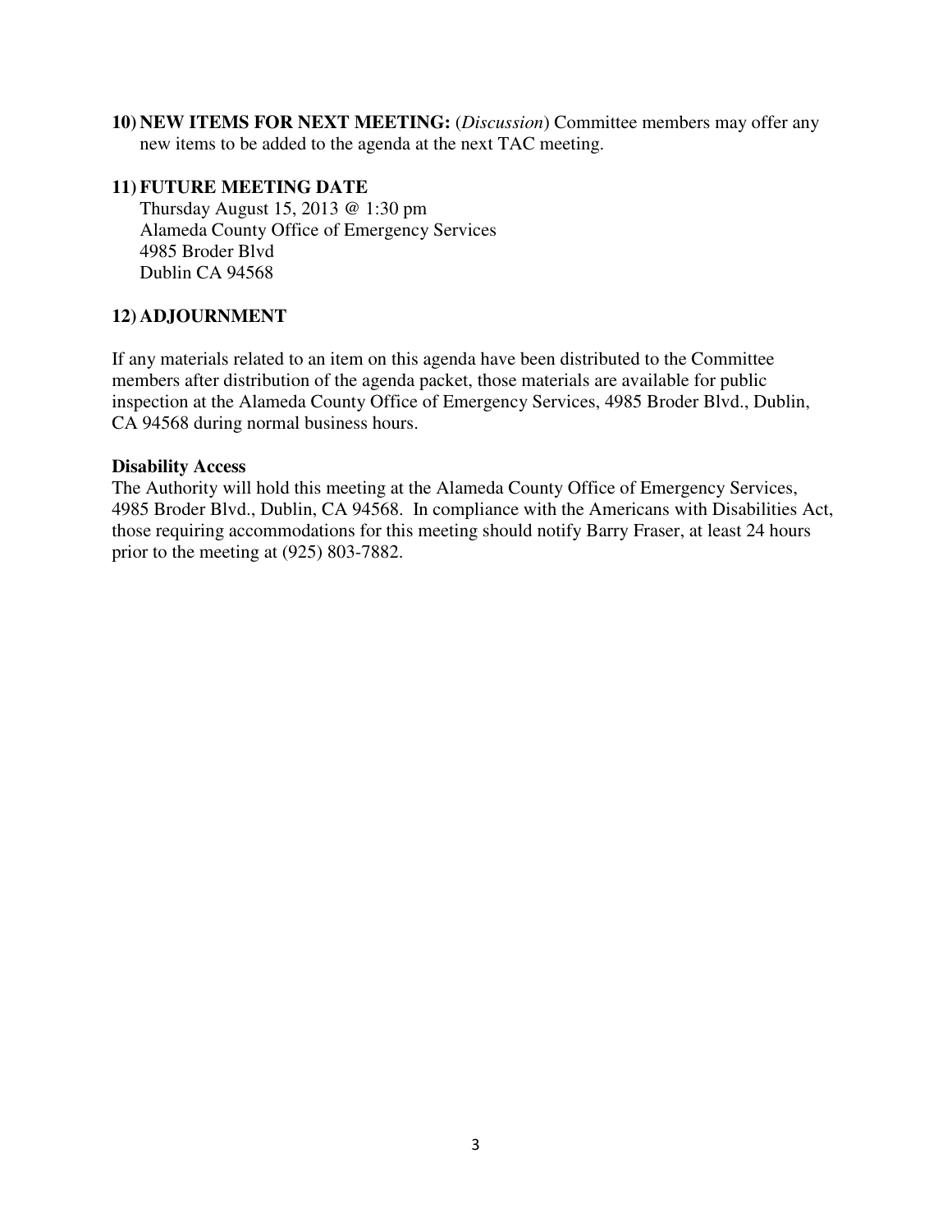**10) NEW ITEMS FOR NEXT MEETING:** (*Discussion*) Committee members may offer any new items to be added to the agenda at the next TAC meeting.

**11) FUTURE MEETING DATE**

Thursday August 15, 2013 @ 1:30 pm
Alameda County Office of Emergency Services
4985 Broder Blvd
Dublin CA 94568

**12) ADJOURNMENT**

If any materials related to an item on this agenda have been distributed to the Committee members after distribution of the agenda packet, those materials are available for public inspection at the Alameda County Office of Emergency Services, 4985 Broder Blvd., Dublin, CA 94568 during normal business hours.

**Disability Access**

The Authority will hold this meeting at the Alameda County Office of Emergency Services, 4985 Broder Blvd., Dublin, CA 94568. In compliance with the Americans with Disabilities Act, those requiring accommodations for this meeting should notify Barry Fraser, at least 24 hours prior to the meeting at (925) 803-7882.